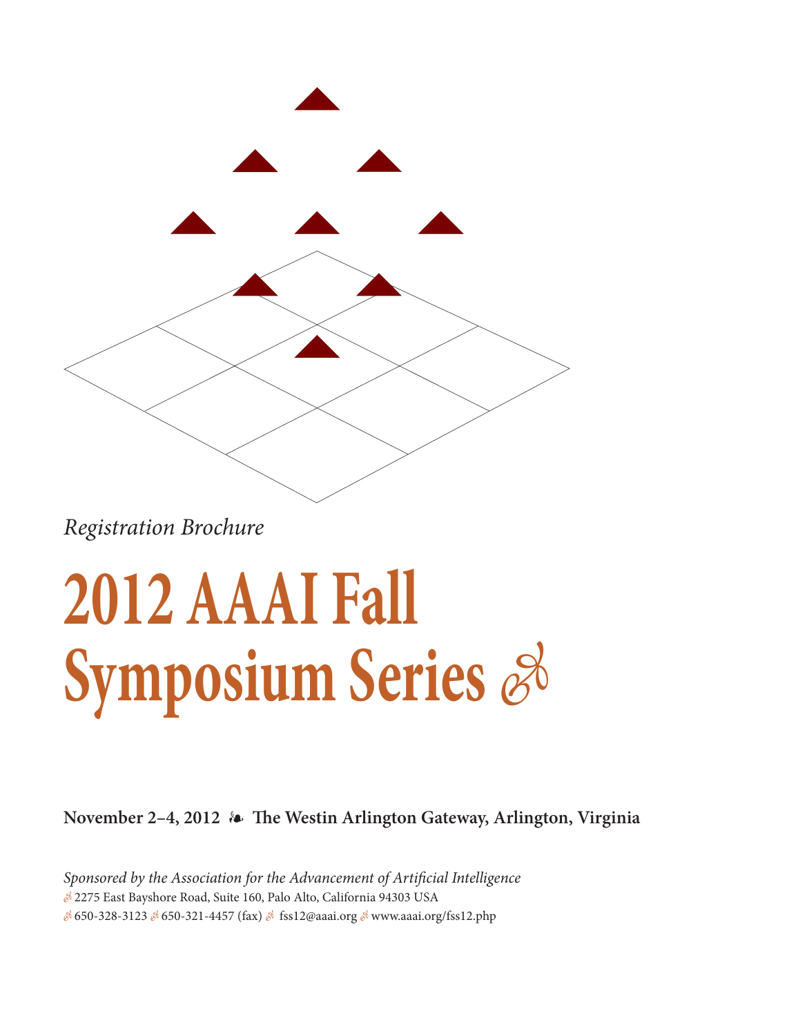*Registration Brochure*

# 2012 AAAI Fall Symposium Series

**November 2–4, 2012 ❧ The Westin Arlington Gateway, Arlington, Virginia**

*Sponsored by the Association for the Advancement of Artificial Intelligence*

2275 East Bayshore Road, Suite 160, Palo Alto, California 94303 USA

650-328-3123 · 650-321-4457 (fax) · fss12@aaai.org · www.aaai.org/fss12.php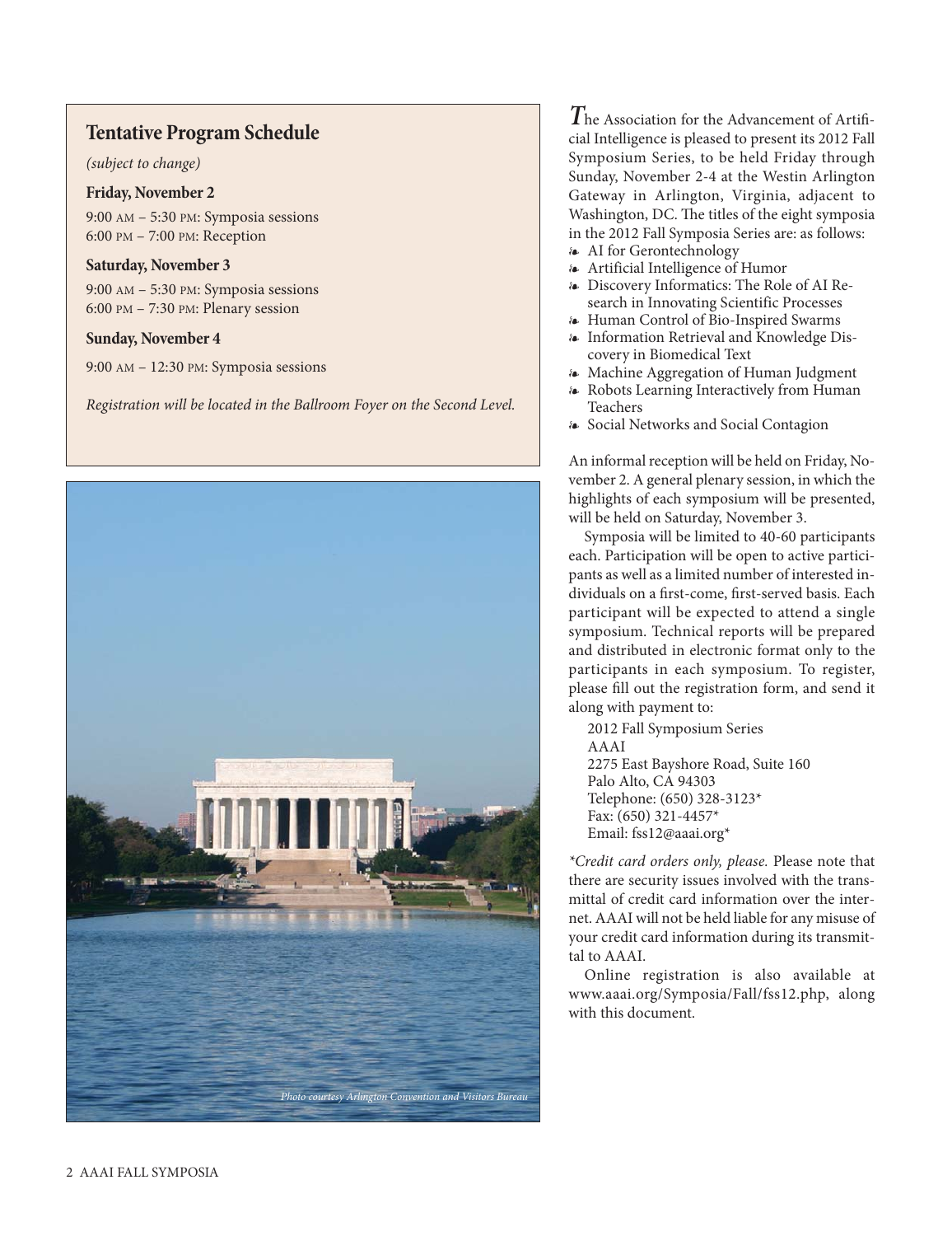## Tentative Program Schedule

*(subject to change)*

**Friday, November 2**

9:00 AM – 5:30 PM: Symposia sessions
6:00 PM – 7:00 PM: Reception

**Saturday, November 3**

9:00 AM – 5:30 PM: Symposia sessions
6:00 PM – 7:30 PM: Plenary session

**Sunday, November 4**

9:00 AM – 12:30 PM: Symposia sessions

*Registration will be located in the Ballroom Foyer on the Second Level.*

*Photo courtesy Arlington Convention and Visitors Bureau*

The Association for the Advancement of Artificial Intelligence is pleased to present its 2012 Fall Symposium Series, to be held Friday through Sunday, November 2-4 at the Westin Arlington Gateway in Arlington, Virginia, adjacent to Washington, DC. The titles of the eight symposia in the 2012 Fall Symposia Series are: as follows:

- AI for Gerontechnology
- Artificial Intelligence of Humor
- Discovery Informatics: The Role of AI Research in Innovating Scientific Processes
- Human Control of Bio-Inspired Swarms
- Information Retrieval and Knowledge Discovery in Biomedical Text
- Machine Aggregation of Human Judgment
- Robots Learning Interactively from Human Teachers
- Social Networks and Social Contagion

An informal reception will be held on Friday, November 2. A general plenary session, in which the highlights of each symposium will be presented, will be held on Saturday, November 3.

Symposia will be limited to 40-60 participants each. Participation will be open to active participants as well as a limited number of interested individuals on a first-come, first-served basis. Each participant will be expected to attend a single symposium. Technical reports will be prepared and distributed in electronic format only to the participants in each symposium. To register, please fill out the registration form, and send it along with payment to:

2012 Fall Symposium Series
AAAI
2275 East Bayshore Road, Suite 160
Palo Alto, CA 94303
Telephone: (650) 328-3123*
Fax: (650) 321-4457*
Email: fss12@aaai.org*

*\*Credit card orders only, please.* Please note that there are security issues involved with the transmittal of credit card information over the internet. AAAI will not be held liable for any misuse of your credit card information during its transmittal to AAAI.

Online registration is also available at www.aaai.org/Symposia/Fall/fss12.php, along with this document.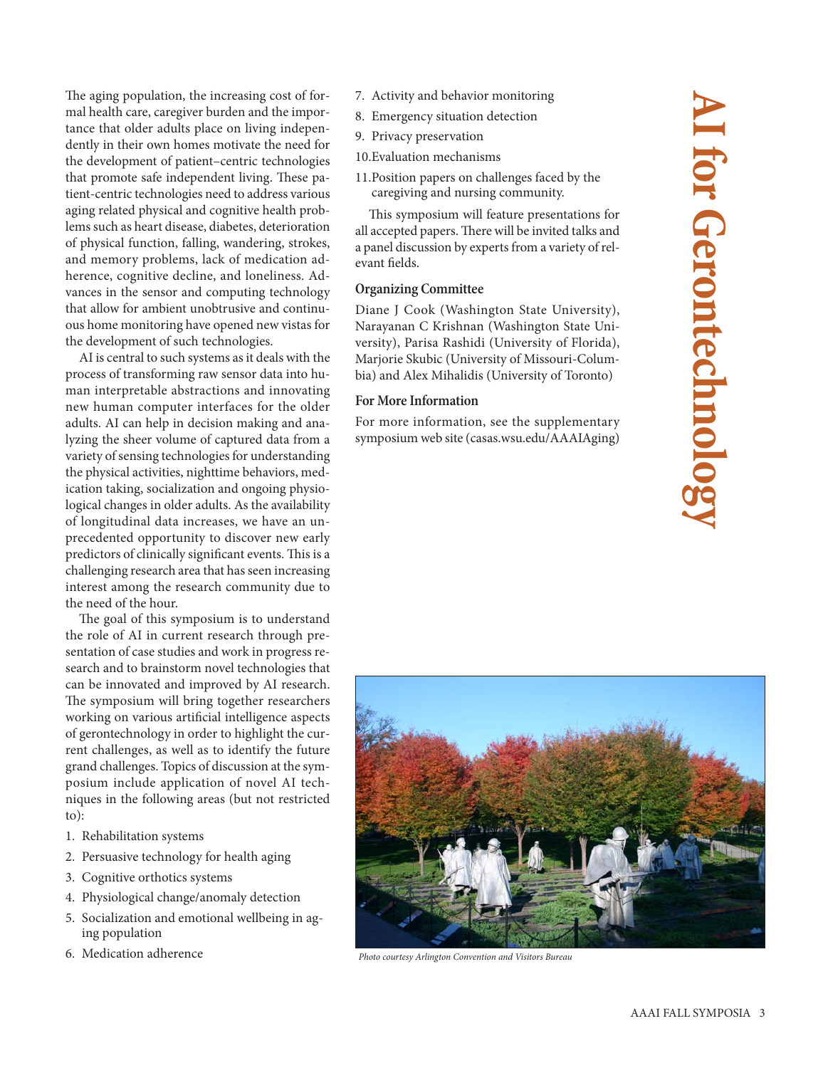# AI for Gerontechnology

The aging population, the increasing cost of formal health care, caregiver burden and the importance that older adults place on living independently in their own homes motivate the need for the development of patient–centric technologies that promote safe independent living. These patient-centric technologies need to address various aging related physical and cognitive health problems such as heart disease, diabetes, deterioration of physical function, falling, wandering, strokes, and memory problems, lack of medication adherence, cognitive decline, and loneliness. Advances in the sensor and computing technology that allow for ambient unobtrusive and continuous home monitoring have opened new vistas for the development of such technologies.

AI is central to such systems as it deals with the process of transforming raw sensor data into human interpretable abstractions and innovating new human computer interfaces for the older adults. AI can help in decision making and analyzing the sheer volume of captured data from a variety of sensing technologies for understanding the physical activities, nighttime behaviors, medication taking, socialization and ongoing physiological changes in older adults. As the availability of longitudinal data increases, we have an unprecedented opportunity to discover new early predictors of clinically significant events. This is a challenging research area that has seen increasing interest among the research community due to the need of the hour.

The goal of this symposium is to understand the role of AI in current research through presentation of case studies and work in progress research and to brainstorm novel technologies that can be innovated and improved by AI research. The symposium will bring together researchers working on various artificial intelligence aspects of gerontechnology in order to highlight the current challenges, as well as to identify the future grand challenges. Topics of discussion at the symposium include application of novel AI techniques in the following areas (but not restricted to):

1. Rehabilitation systems
2. Persuasive technology for health aging
3. Cognitive orthotics systems
4. Physiological change/anomaly detection
5. Socialization and emotional wellbeing in aging population
6. Medication adherence
7. Activity and behavior monitoring
8. Emergency situation detection
9. Privacy preservation
10. Evaluation mechanisms
11. Position papers on challenges faced by the caregiving and nursing community.

This symposium will feature presentations for all accepted papers. There will be invited talks and a panel discussion by experts from a variety of relevant fields.

### Organizing Committee

Diane J Cook (Washington State University), Narayanan C Krishnan (Washington State University), Parisa Rashidi (University of Florida), Marjorie Skubic (University of Missouri-Columbia) and Alex Mihalidis (University of Toronto)

### For More Information

For more information, see the supplementary symposium web site (casas.wsu.edu/AAAIAging)

*Photo courtesy Arlington Convention and Visitors Bureau*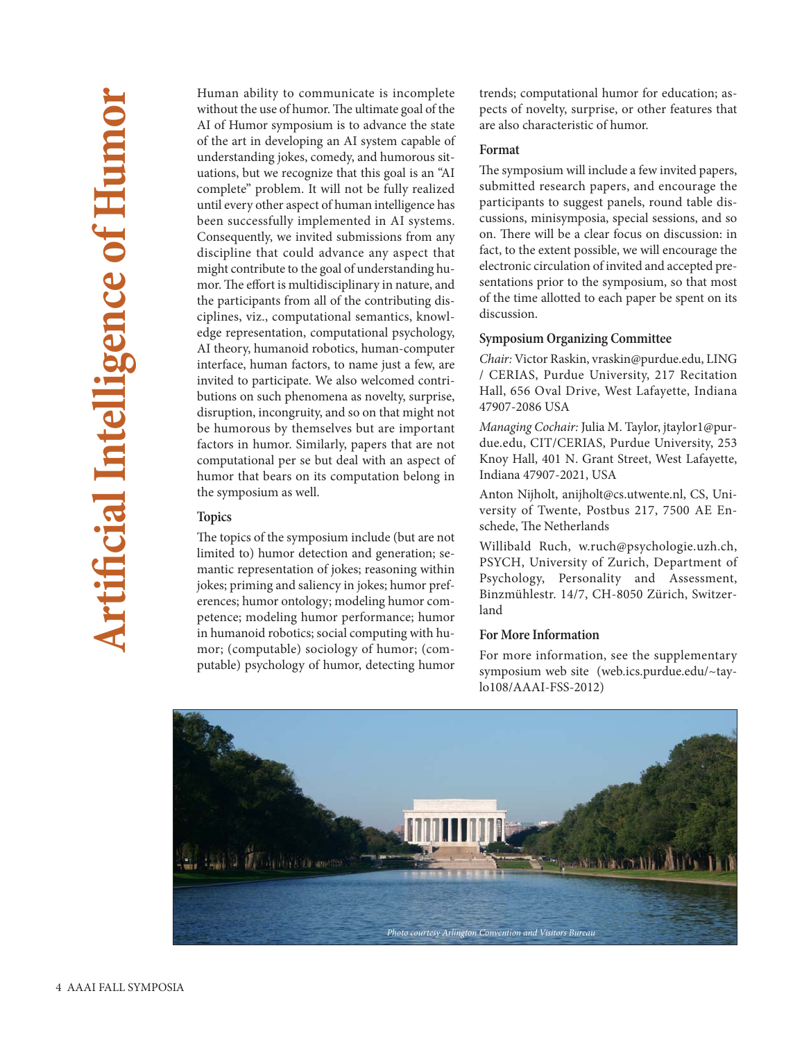# Artificial Intelligence of Humor

Human ability to communicate is incomplete without the use of humor. The ultimate goal of the AI of Humor symposium is to advance the state of the art in developing an AI system capable of understanding jokes, comedy, and humorous situations, but we recognize that this goal is an "AI complete" problem. It will not be fully realized until every other aspect of human intelligence has been successfully implemented in AI systems. Consequently, we invited submissions from any discipline that could advance any aspect that might contribute to the goal of understanding humor. The effort is multidisciplinary in nature, and the participants from all of the contributing disciplines, viz., computational semantics, knowledge representation, computational psychology, AI theory, humanoid robotics, human-computer interface, human factors, to name just a few, are invited to participate. We also welcomed contributions on such phenomena as novelty, surprise, disruption, incongruity, and so on that might not be humorous by themselves but are important factors in humor. Similarly, papers that are not computational per se but deal with an aspect of humor that bears on its computation belong in the symposium as well.

### Topics

The topics of the symposium include (but are not limited to) humor detection and generation; semantic representation of jokes; reasoning within jokes; priming and saliency in jokes; humor preferences; humor ontology; modeling humor competence; modeling humor performance; humor in humanoid robotics; social computing with humor; (computable) sociology of humor; (computable) psychology of humor, detecting humor trends; computational humor for education; aspects of novelty, surprise, or other features that are also characteristic of humor.

### Format

The symposium will include a few invited papers, submitted research papers, and encourage the participants to suggest panels, round table discussions, minisymposia, special sessions, and so on. There will be a clear focus on discussion: in fact, to the extent possible, we will encourage the electronic circulation of invited and accepted presentations prior to the symposium, so that most of the time allotted to each paper be spent on its discussion.

### Symposium Organizing Committee

*Chair:* Victor Raskin, vraskin@purdue.edu, LING / CERIAS, Purdue University, 217 Recitation Hall, 656 Oval Drive, West Lafayette, Indiana 47907-2086 USA

*Managing Cochair:* Julia M. Taylor, jtaylor1@purdue.edu, CIT/CERIAS, Purdue University, 253 Knoy Hall, 401 N. Grant Street, West Lafayette, Indiana 47907-2021, USA

Anton Nijholt, anijholt@cs.utwente.nl, CS, University of Twente, Postbus 217, 7500 AE Enschede, The Netherlands

Willibald Ruch, w.ruch@psychologie.uzh.ch, PSYCH, University of Zurich, Department of Psychology, Personality and Assessment, Binzmühlestr. 14/7, CH-8050 Zürich, Switzerland

### For More Information

For more information, see the supplementary symposium web site (web.ics.purdue.edu/~taylo108/AAAI-FSS-2012)

*Photo courtesy Arlington Convention and Visitors Bureau*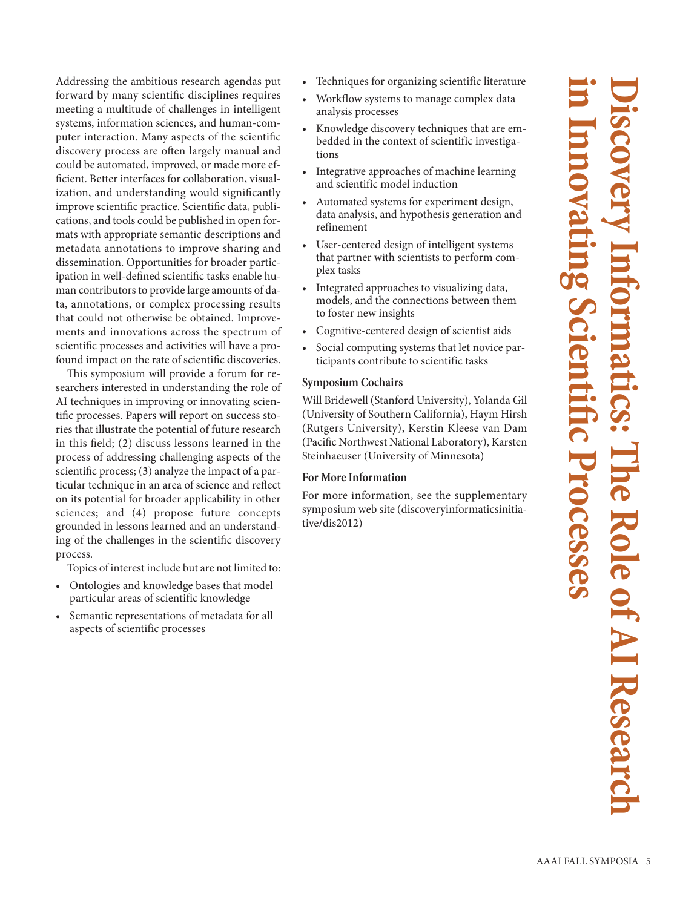# Discovery Informatics: The Role of AI Research in Innovating Scientific Processes

Addressing the ambitious research agendas put forward by many scientific disciplines requires meeting a multitude of challenges in intelligent systems, information sciences, and human-computer interaction. Many aspects of the scientific discovery process are often largely manual and could be automated, improved, or made more efficient. Better interfaces for collaboration, visualization, and understanding would significantly improve scientific practice. Scientific data, publications, and tools could be published in open formats with appropriate semantic descriptions and metadata annotations to improve sharing and dissemination. Opportunities for broader participation in well-defined scientific tasks enable human contributors to provide large amounts of data, annotations, or complex processing results that could not otherwise be obtained. Improvements and innovations across the spectrum of scientific processes and activities will have a profound impact on the rate of scientific discoveries.

This symposium will provide a forum for researchers interested in understanding the role of AI techniques in improving or innovating scientific processes. Papers will report on success stories that illustrate the potential of future research in this field; (2) discuss lessons learned in the process of addressing challenging aspects of the scientific process; (3) analyze the impact of a particular technique in an area of science and reflect on its potential for broader applicability in other sciences; and (4) propose future concepts grounded in lessons learned and an understanding of the challenges in the scientific discovery process.

Topics of interest include but are not limited to:

- Ontologies and knowledge bases that model particular areas of scientific knowledge
- Semantic representations of metadata for all aspects of scientific processes
- Techniques for organizing scientific literature
- Workflow systems to manage complex data analysis processes
- Knowledge discovery techniques that are embedded in the context of scientific investigations
- Integrative approaches of machine learning and scientific model induction
- Automated systems for experiment design, data analysis, and hypothesis generation and refinement
- User-centered design of intelligent systems that partner with scientists to perform complex tasks
- Integrated approaches to visualizing data, models, and the connections between them to foster new insights
- Cognitive-centered design of scientist aids
- Social computing systems that let novice participants contribute to scientific tasks

### Symposium Cochairs

Will Bridewell (Stanford University), Yolanda Gil (University of Southern California), Haym Hirsh (Rutgers University), Kerstin Kleese van Dam (Pacific Northwest National Laboratory), Karsten Steinhaeuser (University of Minnesota)

### For More Information

For more information, see the supplementary symposium web site (discoveryinformaticsinitiative/dis2012)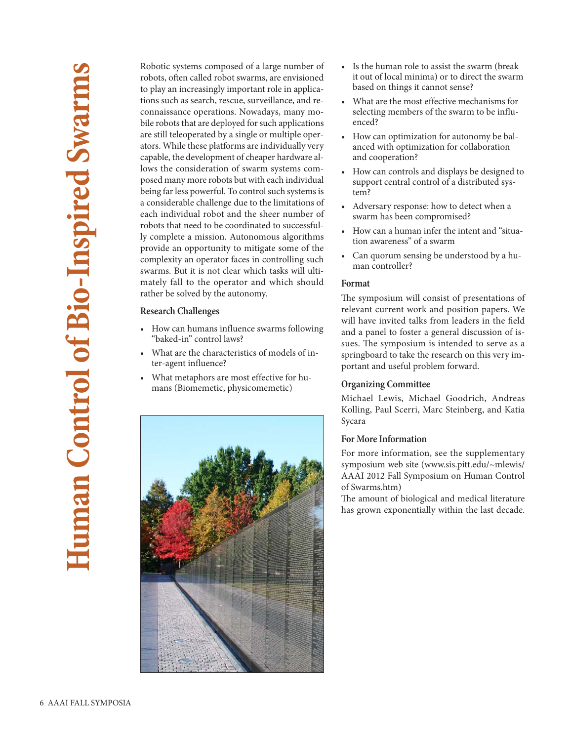# Human Control of Bio-Inspired Swarms

Robotic systems composed of a large number of robots, often called robot swarms, are envisioned to play an increasingly important role in applications such as search, rescue, surveillance, and reconnaissance operations. Nowadays, many mobile robots that are deployed for such applications are still teleoperated by a single or multiple operators. While these platforms are individually very capable, the development of cheaper hardware allows the consideration of swarm systems composed many more robots but with each individual being far less powerful. To control such systems is a considerable challenge due to the limitations of each individual robot and the sheer number of robots that need to be coordinated to successfully complete a mission. Autonomous algorithms provide an opportunity to mitigate some of the complexity an operator faces in controlling such swarms. But it is not clear which tasks will ultimately fall to the operator and which should rather be solved by the autonomy.

### Research Challenges

- How can humans influence swarms following "baked-in" control laws?
- What are the characteristics of models of inter-agent influence?
- What metaphors are most effective for humans (Biomemetic, physicomemetic)
- Is the human role to assist the swarm (break it out of local minima) or to direct the swarm based on things it cannot sense?
- What are the most effective mechanisms for selecting members of the swarm to be influenced?
- How can optimization for autonomy be balanced with optimization for collaboration and cooperation?
- How can controls and displays be designed to support central control of a distributed system?
- Adversary response: how to detect when a swarm has been compromised?
- How can a human infer the intent and "situation awareness" of a swarm
- Can quorum sensing be understood by a human controller?

### Format

The symposium will consist of presentations of relevant current work and position papers. We will have invited talks from leaders in the field and a panel to foster a general discussion of issues. The symposium is intended to serve as a springboard to take the research on this very important and useful problem forward.

### Organizing Committee

Michael Lewis, Michael Goodrich, Andreas Kolling, Paul Scerri, Marc Steinberg, and Katia Sycara

### For More Information

For more information, see the supplementary symposium web site (www.sis.pitt.edu/~mlewis/AAAI 2012 Fall Symposium on Human Control of Swarms.htm)

The amount of biological and medical literature has grown exponentially within the last decade.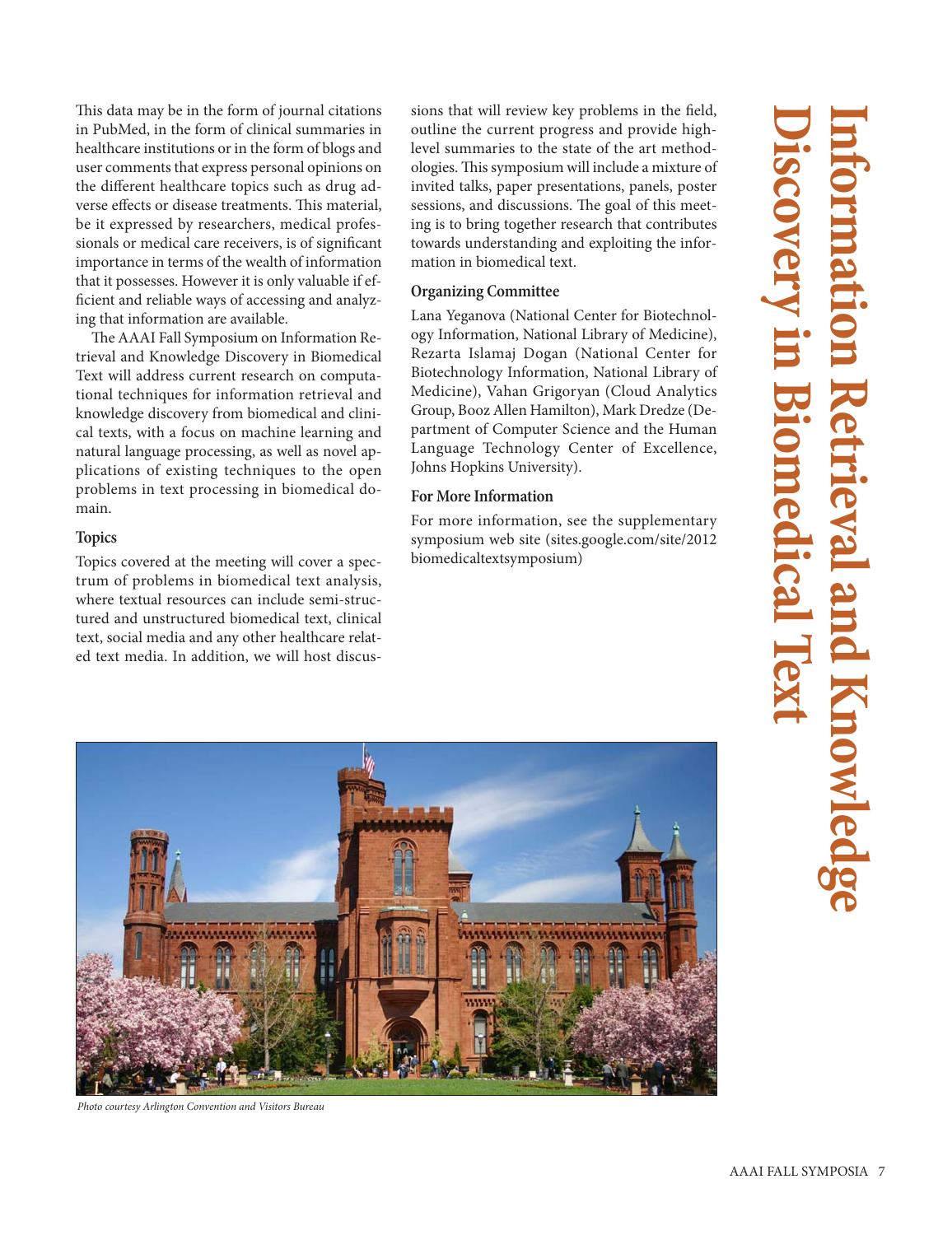# Information Retrieval and Knowledge Discovery in Biomedical Text

This data may be in the form of journal citations in PubMed, in the form of clinical summaries in healthcare institutions or in the form of blogs and user comments that express personal opinions on the different healthcare topics such as drug adverse effects or disease treatments. This material, be it expressed by researchers, medical professionals or medical care receivers, is of significant importance in terms of the wealth of information that it possesses. However it is only valuable if efficient and reliable ways of accessing and analyzing that information are available.

The AAAI Fall Symposium on Information Retrieval and Knowledge Discovery in Biomedical Text will address current research on computational techniques for information retrieval and knowledge discovery from biomedical and clinical texts, with a focus on machine learning and natural language processing, as well as novel applications of existing techniques to the open problems in text processing in biomedical domain.

### Topics

Topics covered at the meeting will cover a spectrum of problems in biomedical text analysis, where textual resources can include semi-structured and unstructured biomedical text, clinical text, social media and any other healthcare related text media. In addition, we will host discussions that will review key problems in the field, outline the current progress and provide high-level summaries to the state of the art methodologies. This symposium will include a mixture of invited talks, paper presentations, panels, poster sessions, and discussions. The goal of this meeting is to bring together research that contributes towards understanding and exploiting the information in biomedical text.

### Organizing Committee

Lana Yeganova (National Center for Biotechnology Information, National Library of Medicine), Rezarta Islamaj Dogan (National Center for Biotechnology Information, National Library of Medicine), Vahan Grigoryan (Cloud Analytics Group, Booz Allen Hamilton), Mark Dredze (Department of Computer Science and the Human Language Technology Center of Excellence, Johns Hopkins University).

### For More Information

For more information, see the supplementary symposium web site (sites.google.com/site/2012biomedicaltextsymposium)

*Photo courtesy Arlington Convention and Visitors Bureau*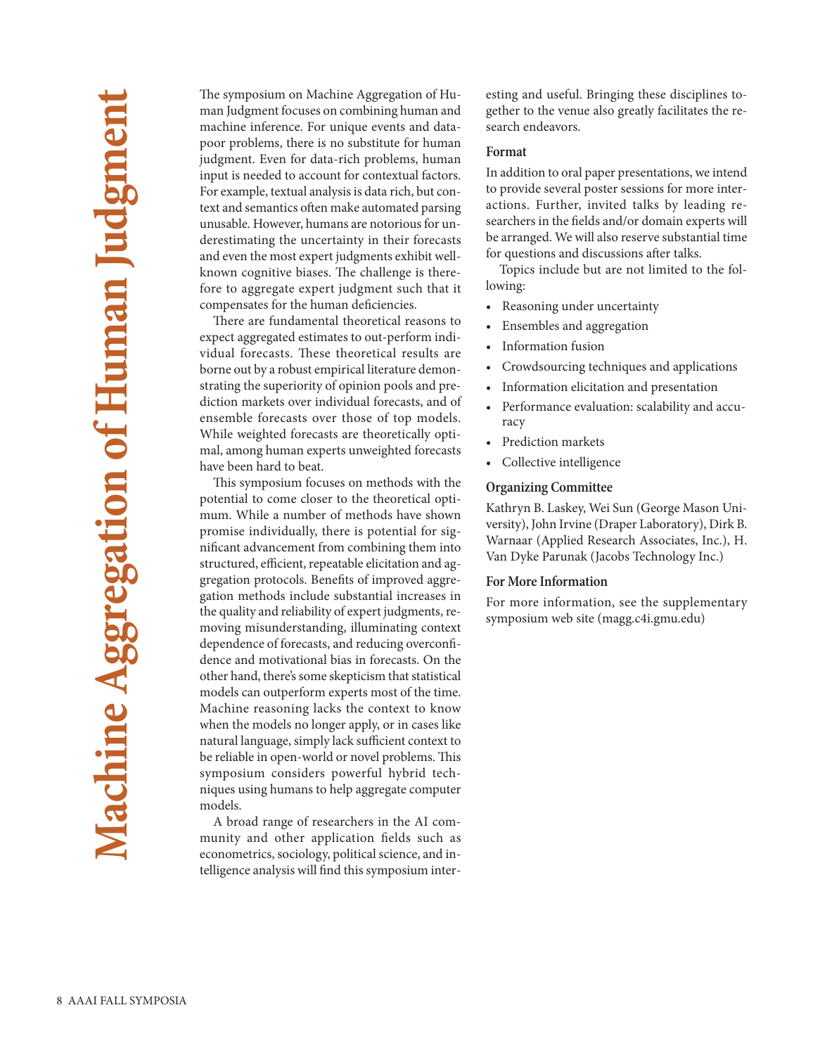# Machine Aggregation of Human Judgment

The symposium on Machine Aggregation of Human Judgment focuses on combining human and machine inference. For unique events and data-poor problems, there is no substitute for human judgment. Even for data-rich problems, human input is needed to account for contextual factors. For example, textual analysis is data rich, but context and semantics often make automated parsing unusable. However, humans are notorious for underestimating the uncertainty in their forecasts and even the most expert judgments exhibit well-known cognitive biases. The challenge is therefore to aggregate expert judgment such that it compensates for the human deficiencies.

There are fundamental theoretical reasons to expect aggregated estimates to out-perform individual forecasts. These theoretical results are borne out by a robust empirical literature demonstrating the superiority of opinion pools and prediction markets over individual forecasts, and of ensemble forecasts over those of top models. While weighted forecasts are theoretically optimal, among human experts unweighted forecasts have been hard to beat.

This symposium focuses on methods with the potential to come closer to the theoretical optimum. While a number of methods have shown promise individually, there is potential for significant advancement from combining them into structured, efficient, repeatable elicitation and aggregation protocols. Benefits of improved aggregation methods include substantial increases in the quality and reliability of expert judgments, removing misunderstanding, illuminating context dependence of forecasts, and reducing overconfidence and motivational bias in forecasts. On the other hand, there's some skepticism that statistical models can outperform experts most of the time. Machine reasoning lacks the context to know when the models no longer apply, or in cases like natural language, simply lack sufficient context to be reliable in open-world or novel problems. This symposium considers powerful hybrid techniques using humans to help aggregate computer models.

A broad range of researchers in the AI community and other application fields such as econometrics, sociology, political science, and intelligence analysis will find this symposium interesting and useful. Bringing these disciplines together to the venue also greatly facilitates the research endeavors.

### Format

In addition to oral paper presentations, we intend to provide several poster sessions for more interactions. Further, invited talks by leading researchers in the fields and/or domain experts will be arranged. We will also reserve substantial time for questions and discussions after talks.

Topics include but are not limited to the following:

- Reasoning under uncertainty
- Ensembles and aggregation
- Information fusion
- Crowdsourcing techniques and applications
- Information elicitation and presentation
- Performance evaluation: scalability and accuracy
- Prediction markets
- Collective intelligence

### Organizing Committee

Kathryn B. Laskey, Wei Sun (George Mason University), John Irvine (Draper Laboratory), Dirk B. Warnaar (Applied Research Associates, Inc.), H. Van Dyke Parunak (Jacobs Technology Inc.)

### For More Information

For more information, see the supplementary symposium web site (magg.c4i.gmu.edu)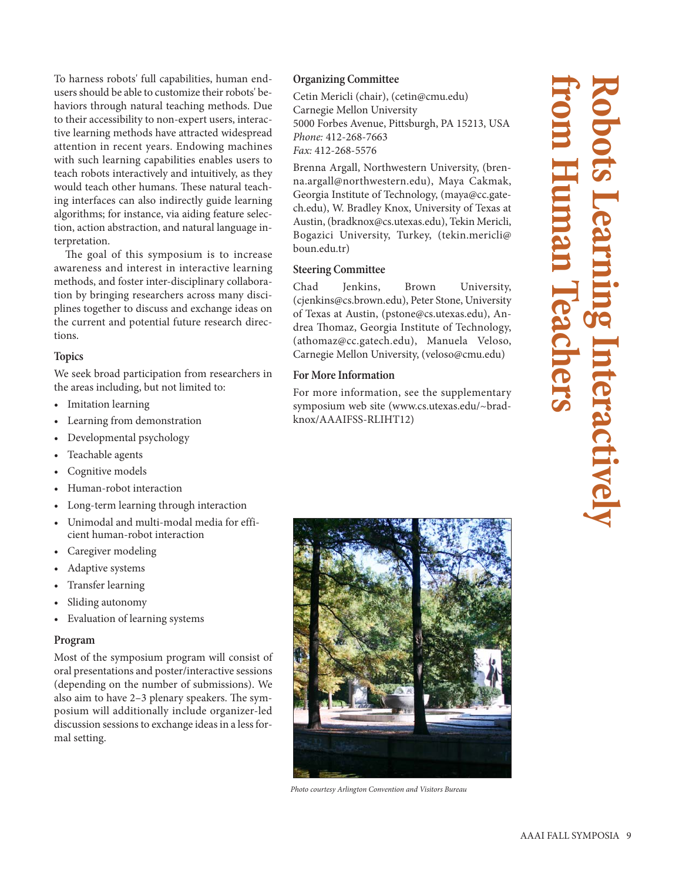# Robots Learning Interactively from Human Teachers

To harness robots' full capabilities, human end-users should be able to customize their robots' behaviors through natural teaching methods. Due to their accessibility to non-expert users, interactive learning methods have attracted widespread attention in recent years. Endowing machines with such learning capabilities enables users to teach robots interactively and intuitively, as they would teach other humans. These natural teaching interfaces can also indirectly guide learning algorithms; for instance, via aiding feature selection, action abstraction, and natural language interpretation.

The goal of this symposium is to increase awareness and interest in interactive learning methods, and foster inter-disciplinary collaboration by bringing researchers across many disciplines together to discuss and exchange ideas on the current and potential future research directions.

### Topics

We seek broad participation from researchers in the areas including, but not limited to:

- Imitation learning
- Learning from demonstration
- Developmental psychology
- Teachable agents
- Cognitive models
- Human-robot interaction
- Long-term learning through interaction
- Unimodal and multi-modal media for efficient human-robot interaction
- Caregiver modeling
- Adaptive systems
- Transfer learning
- Sliding autonomy
- Evaluation of learning systems

### Program

Most of the symposium program will consist of oral presentations and poster/interactive sessions (depending on the number of submissions). We also aim to have 2–3 plenary speakers. The symposium will additionally include organizer-led discussion sessions to exchange ideas in a less formal setting.

### Organizing Committee

Cetin Mericli (chair), (cetin@cmu.edu)
Carnegie Mellon University
5000 Forbes Avenue, Pittsburgh, PA 15213, USA
*Phone:* 412-268-7663
*Fax:* 412-268-5576

Brenna Argall, Northwestern University, (brenna.argall@northwestern.edu), Maya Cakmak, Georgia Institute of Technology, (maya@cc.gatech.edu), W. Bradley Knox, University of Texas at Austin, (bradknox@cs.utexas.edu), Tekin Mericli, Bogazici University, Turkey, (tekin.mericli@boun.edu.tr)

### Steering Committee

Chad Jenkins, Brown University, (cjenkins@cs.brown.edu), Peter Stone, University of Texas at Austin, (pstone@cs.utexas.edu), Andrea Thomaz, Georgia Institute of Technology, (athomaz@cc.gatech.edu), Manuela Veloso, Carnegie Mellon University, (veloso@cmu.edu)

### For More Information

For more information, see the supplementary symposium web site (www.cs.utexas.edu/~bradknox/AAAIFSS-RLIHT12)

*Photo courtesy Arlington Convention and Visitors Bureau*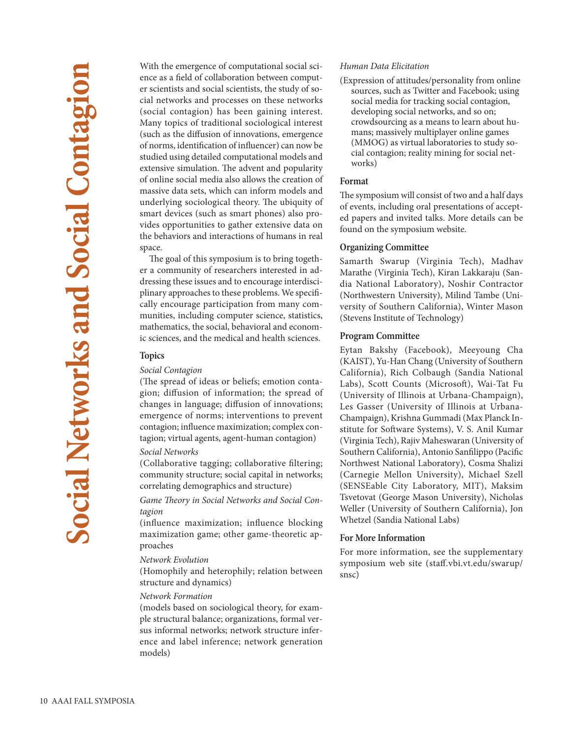# Social Networks and Social Contagion

With the emergence of computational social science as a field of collaboration between computer scientists and social scientists, the study of social networks and processes on these networks (social contagion) has been gaining interest. Many topics of traditional sociological interest (such as the diffusion of innovations, emergence of norms, identification of influencer) can now be studied using detailed computational models and extensive simulation. The advent and popularity of online social media also allows the creation of massive data sets, which can inform models and underlying sociological theory. The ubiquity of smart devices (such as smart phones) also provides opportunities to gather extensive data on the behaviors and interactions of humans in real space.

The goal of this symposium is to bring together a community of researchers interested in addressing these issues and to encourage interdisciplinary approaches to these problems. We specifically encourage participation from many communities, including computer science, statistics, mathematics, the social, behavioral and economic sciences, and the medical and health sciences.

## Topics

*Social Contagion*

(The spread of ideas or beliefs; emotion contagion; diffusion of information; the spread of changes in language; diffusion of innovations; emergence of norms; interventions to prevent contagion; influence maximization; complex contagion; virtual agents, agent-human contagion)

*Social Networks*

(Collaborative tagging; collaborative filtering; community structure; social capital in networks; correlating demographics and structure)

*Game Theory in Social Networks and Social Contagion*

(influence maximization; influence blocking maximization game; other game-theoretic approaches

*Network Evolution*

(Homophily and heterophily; relation between structure and dynamics)

*Network Formation*

(models based on sociological theory, for example structural balance; organizations, formal versus informal networks; network structure inference and label inference; network generation models)

*Human Data Elicitation*

(Expression of attitudes/personality from online sources, such as Twitter and Facebook; using social media for tracking social contagion, developing social networks, and so on; crowdsourcing as a means to learn about humans; massively multiplayer online games (MMOG) as virtual laboratories to study social contagion; reality mining for social networks)

## Format

The symposium will consist of two and a half days of events, including oral presentations of accepted papers and invited talks. More details can be found on the symposium website.

## Organizing Committee

Samarth Swarup (Virginia Tech), Madhav Marathe (Virginia Tech), Kiran Lakkaraju (Sandia National Laboratory), Noshir Contractor (Northwestern University), Milind Tambe (University of Southern California), Winter Mason (Stevens Institute of Technology)

## Program Committee

Eytan Bakshy (Facebook), Meeyoung Cha (KAIST), Yu-Han Chang (University of Southern California), Rich Colbaugh (Sandia National Labs), Scott Counts (Microsoft), Wai-Tat Fu (University of Illinois at Urbana-Champaign), Les Gasser (University of Illinois at Urbana-Champaign), Krishna Gummadi (Max Planck Institute for Software Systems), V. S. Anil Kumar (Virginia Tech), Rajiv Maheswaran (University of Southern California), Antonio Sanfilippo (Pacific Northwest National Laboratory), Cosma Shalizi (Carnegie Mellon University), Michael Szell (SENSEable City Laboratory, MIT), Maksim Tsvetovat (George Mason University), Nicholas Weller (University of Southern California), Jon Whetzel (Sandia National Labs)

## For More Information

For more information, see the supplementary symposium web site (staff.vbi.vt.edu/swarup/snsc)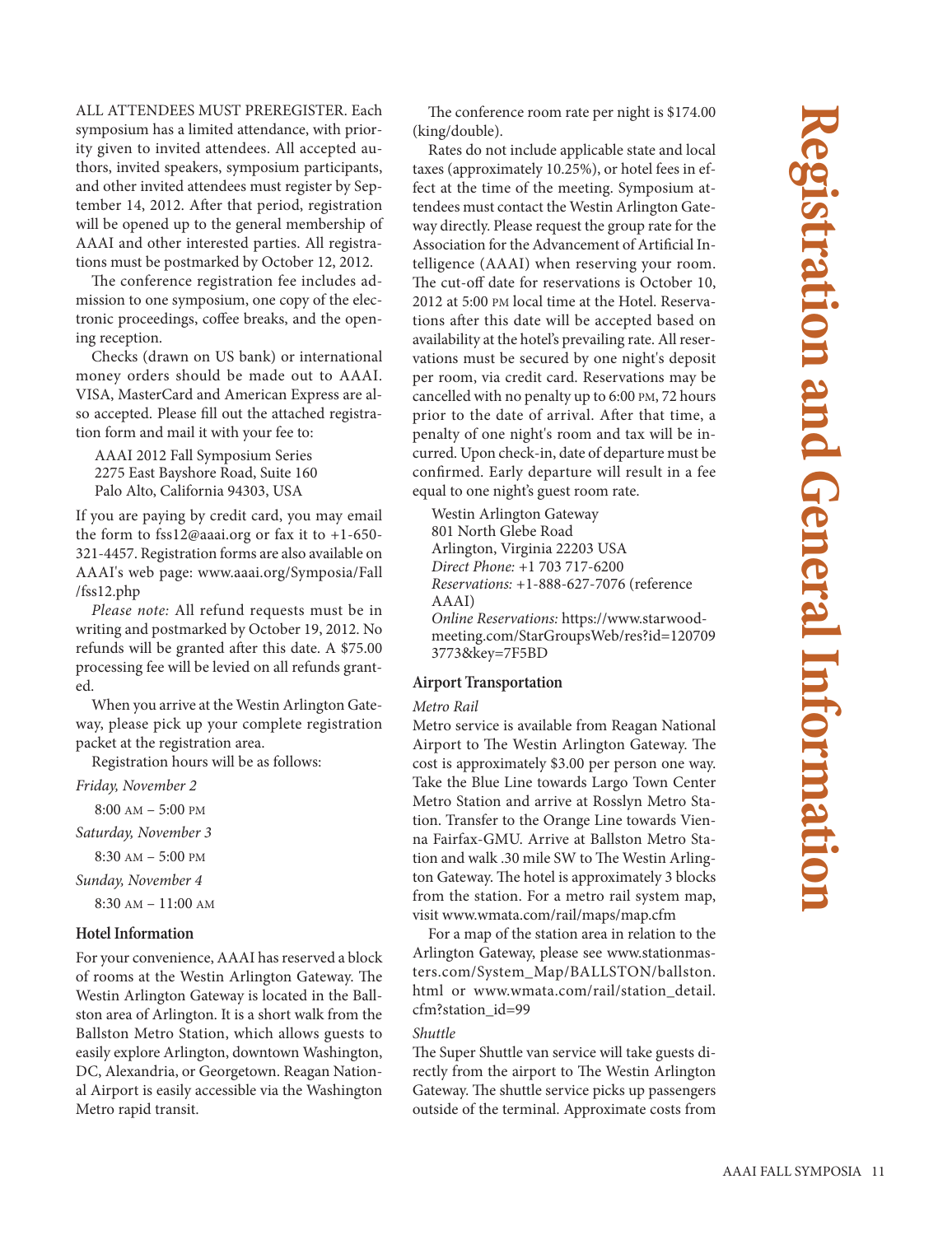# Registration and General Information

ALL ATTENDEES MUST PREREGISTER. Each symposium has a limited attendance, with priority given to invited attendees. All accepted authors, invited speakers, symposium participants, and other invited attendees must register by September 14, 2012. After that period, registration will be opened up to the general membership of AAAI and other interested parties. All registrations must be postmarked by October 12, 2012.

The conference registration fee includes admission to one symposium, one copy of the electronic proceedings, coffee breaks, and the opening reception.

Checks (drawn on US bank) or international money orders should be made out to AAAI. VISA, MasterCard and American Express are also accepted. Please fill out the attached registration form and mail it with your fee to:

AAAI 2012 Fall Symposium Series
2275 East Bayshore Road, Suite 160
Palo Alto, California 94303, USA

If you are paying by credit card, you may email the form to fss12@aaai.org or fax it to +1-650-321-4457. Registration forms are also available on AAAI's web page: www.aaai.org/Symposia/Fall/fss12.php

*Please note:* All refund requests must be in writing and postmarked by October 19, 2012. No refunds will be granted after this date. A $75.00 processing fee will be levied on all refunds granted.

When you arrive at the Westin Arlington Gateway, please pick up your complete registration packet at the registration area.

Registration hours will be as follows:

*Friday, November 2*

8:00 AM – 5:00 PM

*Saturday, November 3*

8:30 AM – 5:00 PM

*Sunday, November 4*

8:30 AM – 11:00 AM

## Hotel Information

For your convenience, AAAI has reserved a block of rooms at the Westin Arlington Gateway. The Westin Arlington Gateway is located in the Ballston area of Arlington. It is a short walk from the Ballston Metro Station, which allows guests to easily explore Arlington, downtown Washington, DC, Alexandria, or Georgetown. Reagan National Airport is easily accessible via the Washington Metro rapid transit.

The conference room rate per night is $174.00 (king/double).

Rates do not include applicable state and local taxes (approximately 10.25%), or hotel fees in effect at the time of the meeting. Symposium attendees must contact the Westin Arlington Gateway directly. Please request the group rate for the Association for the Advancement of Artificial Intelligence (AAAI) when reserving your room. The cut-off date for reservations is October 10, 2012 at 5:00 PM local time at the Hotel. Reservations after this date will be accepted based on availability at the hotel's prevailing rate. All reservations must be secured by one night's deposit per room, via credit card. Reservations may be cancelled with no penalty up to 6:00 PM, 72 hours prior to the date of arrival. After that time, a penalty of one night's room and tax will be incurred. Upon check-in, date of departure must be confirmed. Early departure will result in a fee equal to one night's guest room rate.

Westin Arlington Gateway
801 North Glebe Road
Arlington, Virginia 22203 USA
*Direct Phone:* +1 703 717-6200
*Reservations:* +1-888-627-7076 (reference AAAI)
*Online Reservations:* https://www.starwoodmeeting.com/StarGroupsWeb/res?id=1207093773&key=7F5BD

## Airport Transportation

*Metro Rail*

Metro service is available from Reagan National Airport to The Westin Arlington Gateway. The cost is approximately $3.00 per person one way. Take the Blue Line towards Largo Town Center Metro Station and arrive at Rosslyn Metro Station. Transfer to the Orange Line towards Vienna Fairfax-GMU. Arrive at Ballston Metro Station and walk .30 mile SW to The Westin Arlington Gateway. The hotel is approximately 3 blocks from the station. For a metro rail system map, visit www.wmata.com/rail/maps/map.cfm

For a map of the station area in relation to the Arlington Gateway, please see www.stationmasters.com/System_Map/BALLSTON/ballston.html or www.wmata.com/rail/station_detail.cfm?station_id=99

*Shuttle*

The Super Shuttle van service will take guests directly from the airport to The Westin Arlington Gateway. The shuttle service picks up passengers outside of the terminal. Approximate costs from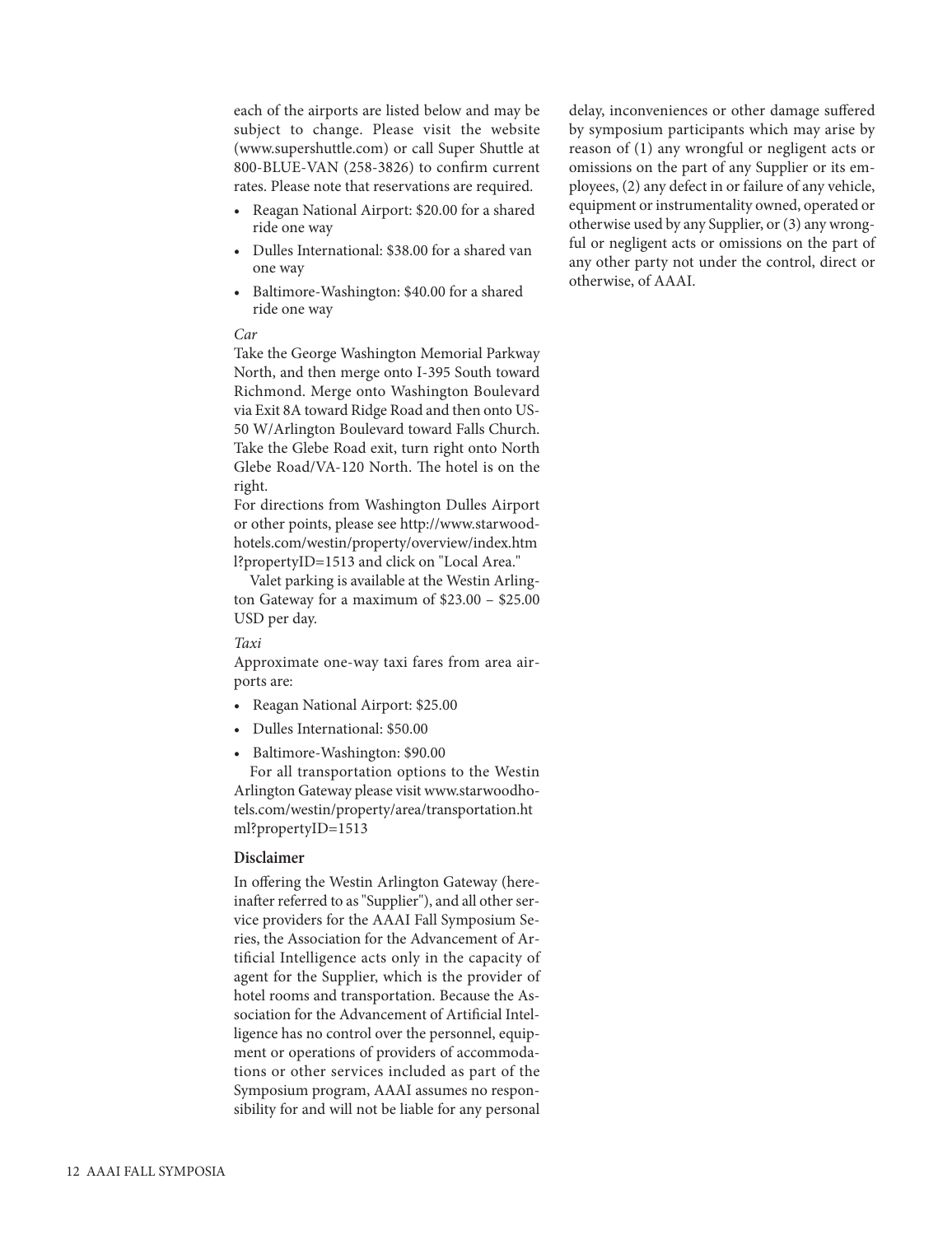each of the airports are listed below and may be subject to change. Please visit the website (www.supershuttle.com) or call Super Shuttle at 800-BLUE-VAN (258-3826) to confirm current rates. Please note that reservations are required.

- Reagan National Airport: $20.00 for a shared ride one way
- Dulles International: $38.00 for a shared van one way
- Baltimore-Washington: $40.00 for a shared ride one way

*Car*

Take the George Washington Memorial Parkway North, and then merge onto I-395 South toward Richmond. Merge onto Washington Boulevard via Exit 8A toward Ridge Road and then onto US-50 W/Arlington Boulevard toward Falls Church. Take the Glebe Road exit, turn right onto North Glebe Road/VA-120 North. The hotel is on the right.

For directions from Washington Dulles Airport or other points, please see http://www.starwoodhotels.com/westin/property/overview/index.html?propertyID=1513 and click on "Local Area."

Valet parking is available at the Westin Arlington Gateway for a maximum of $23.00 – $25.00 USD per day.

*Taxi*

Approximate one-way taxi fares from area airports are:

- Reagan National Airport: $25.00
- Dulles International: $50.00
- Baltimore-Washington: $90.00

For all transportation options to the Westin Arlington Gateway please visit www.starwoodhotels.com/westin/property/area/transportation.html?propertyID=1513

### Disclaimer

In offering the Westin Arlington Gateway (hereinafter referred to as "Supplier"), and all other service providers for the AAAI Fall Symposium Series, the Association for the Advancement of Artificial Intelligence acts only in the capacity of agent for the Supplier, which is the provider of hotel rooms and transportation. Because the Association for the Advancement of Artificial Intelligence has no control over the personnel, equipment or operations of providers of accommodations or other services included as part of the Symposium program, AAAI assumes no responsibility for and will not be liable for any personal delay, inconveniences or other damage suffered by symposium participants which may arise by reason of (1) any wrongful or negligent acts or omissions on the part of any Supplier or its employees, (2) any defect in or failure of any vehicle, equipment or instrumentality owned, operated or otherwise used by any Supplier, or (3) any wrongful or negligent acts or omissions on the part of any other party not under the control, direct or otherwise, of AAAI.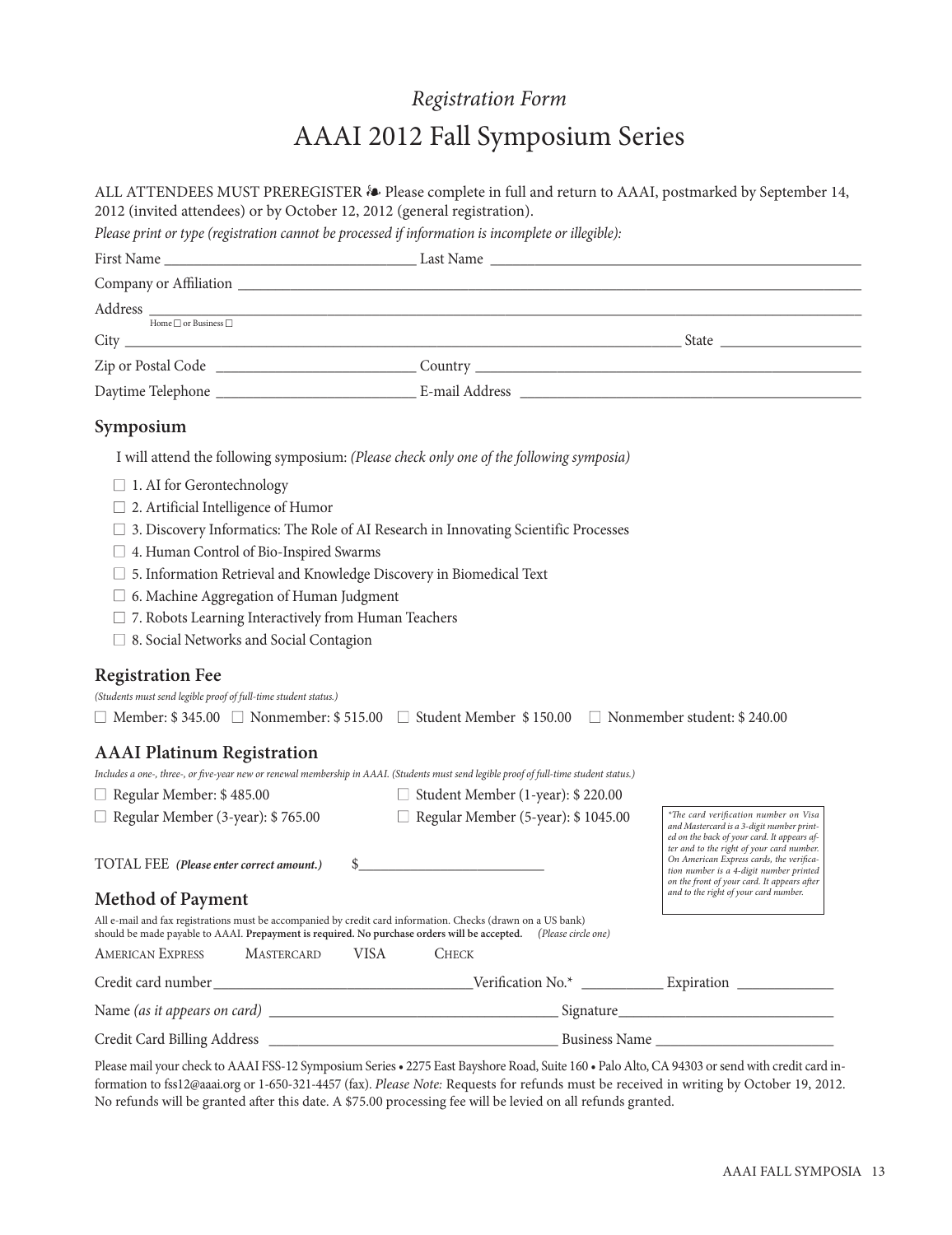*Registration Form*

# AAAI 2012 Fall Symposium Series

ALL ATTENDEES MUST PREREGISTER ❧ Please complete in full and return to AAAI, postmarked by September 14, 2012 (invited attendees) or by October 12, 2012 (general registration).

*Please print or type (registration cannot be processed if information is incomplete or illegible):*

First Name ______________________________ Last Name ______________________________

Company or Affiliation ______________________________

Address ______________________________
Home ☐ or Business ☐

City ______________________________ State ______________

Zip or Postal Code ______________ Country ______________________________

Daytime Telephone ______________ E-mail Address ______________________________

## Symposium

I will attend the following symposium: *(Please check only one of the following symposia)*

- ☐ 1. AI for Gerontechnology
- ☐ 2. Artificial Intelligence of Humor
- ☐ 3. Discovery Informatics: The Role of AI Research in Innovating Scientific Processes
- ☐ 4. Human Control of Bio-Inspired Swarms
- ☐ 5. Information Retrieval and Knowledge Discovery in Biomedical Text
- ☐ 6. Machine Aggregation of Human Judgment
- ☐ 7. Robots Learning Interactively from Human Teachers
- ☐ 8. Social Networks and Social Contagion

## Registration Fee

*(Students must send legible proof of full-time student status.)*

☐ Member: $ 345.00 ☐ Nonmember: $ 515.00 ☐ Student Member $ 150.00 ☐ Nonmember student: $ 240.00

## AAAI Platinum Registration

*Includes a one-, three-, or five-year new or renewal membership in AAAI. (Students must send legible proof of full-time student status.)*

☐ Regular Member: $ 485.00 ☐ Student Member (1-year): $ 220.00

☐ Regular Member (3-year): $ 765.00 ☐ Regular Member (5-year): $ 1045.00

TOTAL FEE ***(Please enter correct amount.)*** $______________

*\*The card verification number on Visa and Mastercard is a 3-digit number printed on the back of your card. It appears after and to the right of your card number. On American Express cards, the verification number is a 4-digit number printed on the front of your card. It appears after and to the right of your card number.*

## Method of Payment

All e-mail and fax registrations must be accompanied by credit card information. Checks (drawn on a US bank) should be made payable to AAAI. **Prepayment is required. No purchase orders will be accepted.** *(Please circle one)*

AMERICAN EXPRESS MASTERCARD VISA CHECK

Credit card number ______________________________ Verification No.* __________ Expiration __________

Name *(as it appears on card)* ______________________________ Signature ______________________________

Credit Card Billing Address ______________________________ Business Name ______________________________

Please mail your check to AAAI FSS-12 Symposium Series • 2275 East Bayshore Road, Suite 160 • Palo Alto, CA 94303 or send with credit card information to fss12@aaai.org or 1-650-321-4457 (fax). *Please Note:* Requests for refunds must be received in writing by October 19, 2012. No refunds will be granted after this date. A $75.00 processing fee will be levied on all refunds granted.